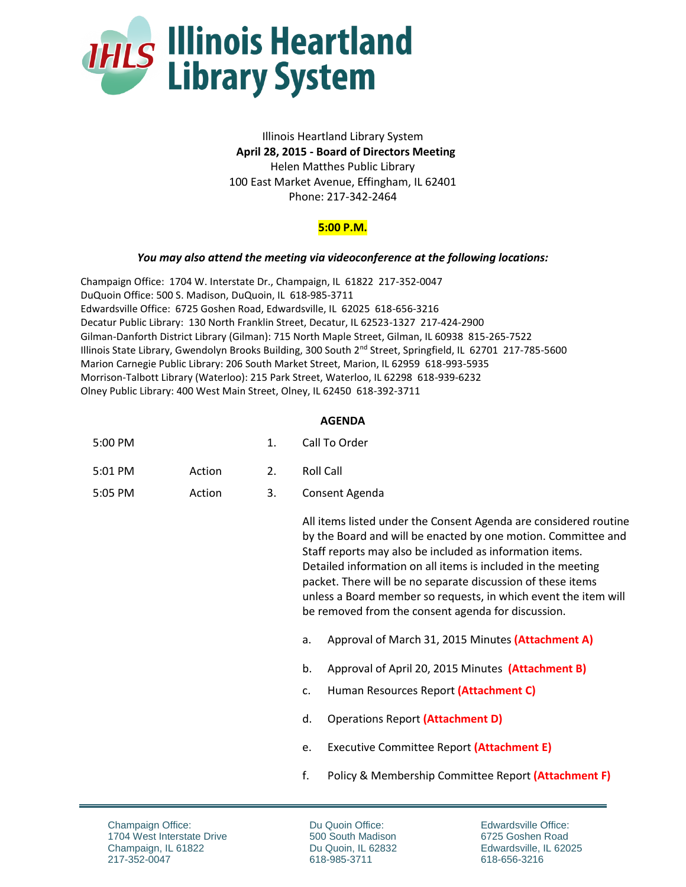# Illinois Heartland Library System

Illinois Heartland Library System
**April 28, 2015 - Board of Directors Meeting**
Helen Matthes Public Library
100 East Market Avenue, Effingham, IL 62401
Phone: 217-342-2464

**5:00 P.M.**

***You may also attend the meeting via videoconference at the following locations:***

Champaign Office: 1704 W. Interstate Dr., Champaign, IL 61822 217-352-0047
DuQuoin Office: 500 S. Madison, DuQuoin, IL 618-985-3711
Edwardsville Office: 6725 Goshen Road, Edwardsville, IL 62025 618-656-3216
Decatur Public Library: 130 North Franklin Street, Decatur, IL 62523-1327 217-424-2900
Gilman-Danforth District Library (Gilman): 715 North Maple Street, Gilman, IL 60938 815-265-7522
Illinois State Library, Gwendolyn Brooks Building, 300 South 2nd Street, Springfield, IL 62701 217-785-5600
Marion Carnegie Public Library: 206 South Market Street, Marion, IL 62959 618-993-5935
Morrison-Talbott Library (Waterloo): 215 Park Street, Waterloo, IL 62298 618-939-6232
Olney Public Library: 400 West Main Street, Olney, IL 62450 618-392-3711

## AGENDA

| | | | |
|---|---|---|---|
| 5:00 PM | | 1. | Call To Order |
| 5:01 PM | Action | 2. | Roll Call |
| 5:05 PM | Action | 3. | Consent Agenda |

All items listed under the Consent Agenda are considered routine by the Board and will be enacted by one motion. Committee and Staff reports may also be included as information items. Detailed information on all items is included in the meeting packet. There will be no separate discussion of these items unless a Board member so requests, in which event the item will be removed from the consent agenda for discussion.

a. Approval of March 31, 2015 Minutes **(Attachment A)**

b. Approval of April 20, 2015 Minutes **(Attachment B)**

c. Human Resources Report **(Attachment C)**

d. Operations Report **(Attachment D)**

e. Executive Committee Report **(Attachment E)**

f. Policy & Membership Committee Report **(Attachment F)**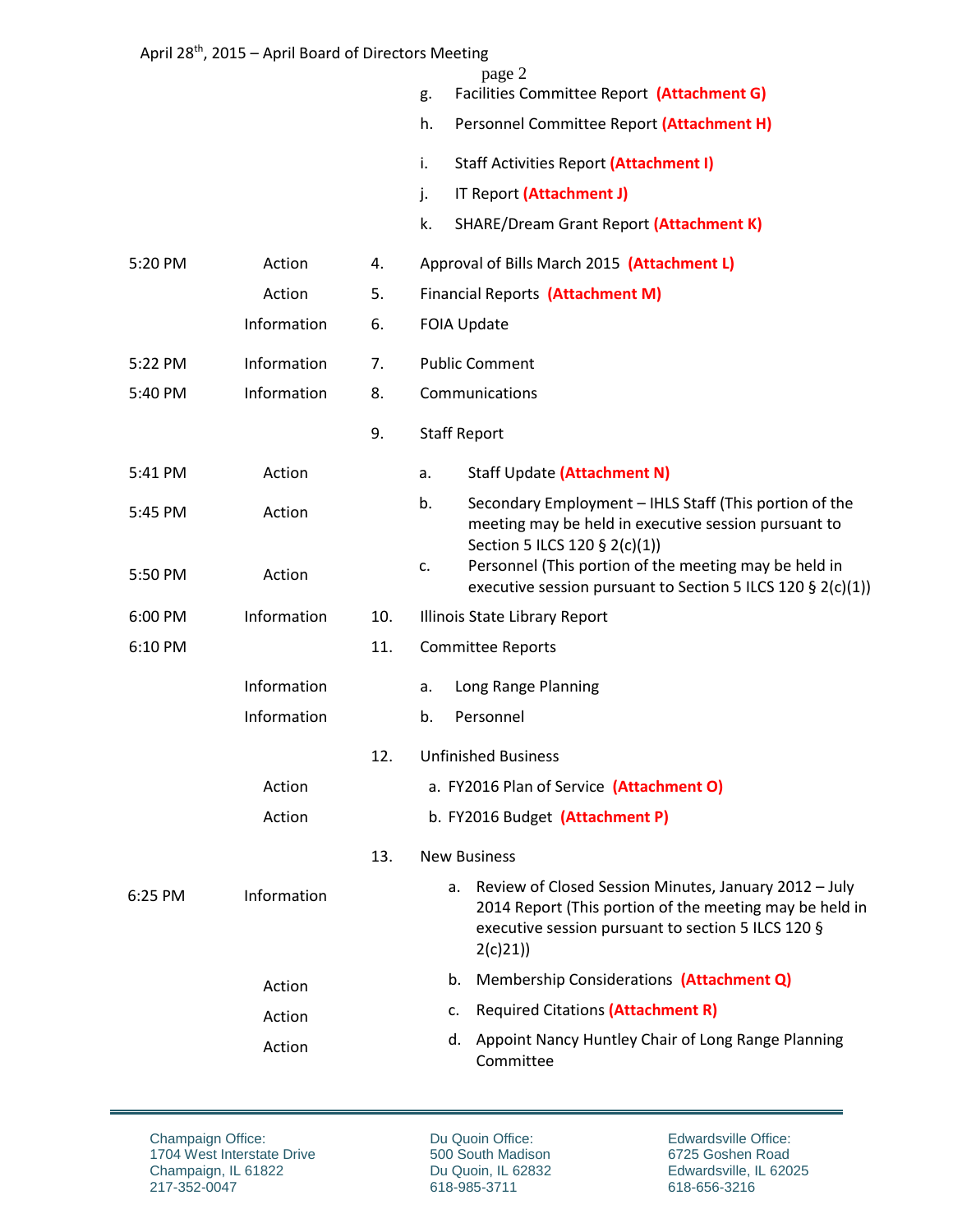| Time | Type | No. | Item |
|---|---|---|---|
| | | | g. Facilities Committee Report **(Attachment G)** |
| | | | h. Personnel Committee Report **(Attachment H)** |
| | | | i. Staff Activities Report **(Attachment I)** |
| | | | j. IT Report **(Attachment J)** |
| | | | k. SHARE/Dream Grant Report **(Attachment K)** |
| 5:20 PM | Action | 4. | Approval of Bills March 2015 **(Attachment L)** |
| | Action | 5. | Financial Reports **(Attachment M)** |
| | Information | 6. | FOIA Update |
| 5:22 PM | Information | 7. | Public Comment |
| 5:40 PM | Information | 8. | Communications |
| | | 9. | Staff Report |
| 5:41 PM | Action | | a. Staff Update **(Attachment N)** |
| 5:45 PM | Action | | b. Secondary Employment – IHLS Staff (This portion of the meeting may be held in executive session pursuant to Section 5 ILCS 120 § 2(c)(1)) |
| 5:50 PM | Action | | c. Personnel (This portion of the meeting may be held in executive session pursuant to Section 5 ILCS 120 § 2(c)(1)) |
| 6:00 PM | Information | 10. | Illinois State Library Report |
| 6:10 PM | | 11. | Committee Reports |
| | Information | | a. Long Range Planning |
| | Information | | b. Personnel |
| | | 12. | Unfinished Business |
| | Action | | a. FY2016 Plan of Service **(Attachment O)** |
| | Action | | b. FY2016 Budget **(Attachment P)** |
| | | 13. | New Business |
| 6:25 PM | Information | | a. Review of Closed Session Minutes, January 2012 – July 2014 Report (This portion of the meeting may be held in executive session pursuant to section 5 ILCS 120 § 2(c)21)) |
| | Action | | b. Membership Considerations **(Attachment Q)** |
| | Action | | c. Required Citations **(Attachment R)** |
| | Action | | d. Appoint Nancy Huntley Chair of Long Range Planning Committee |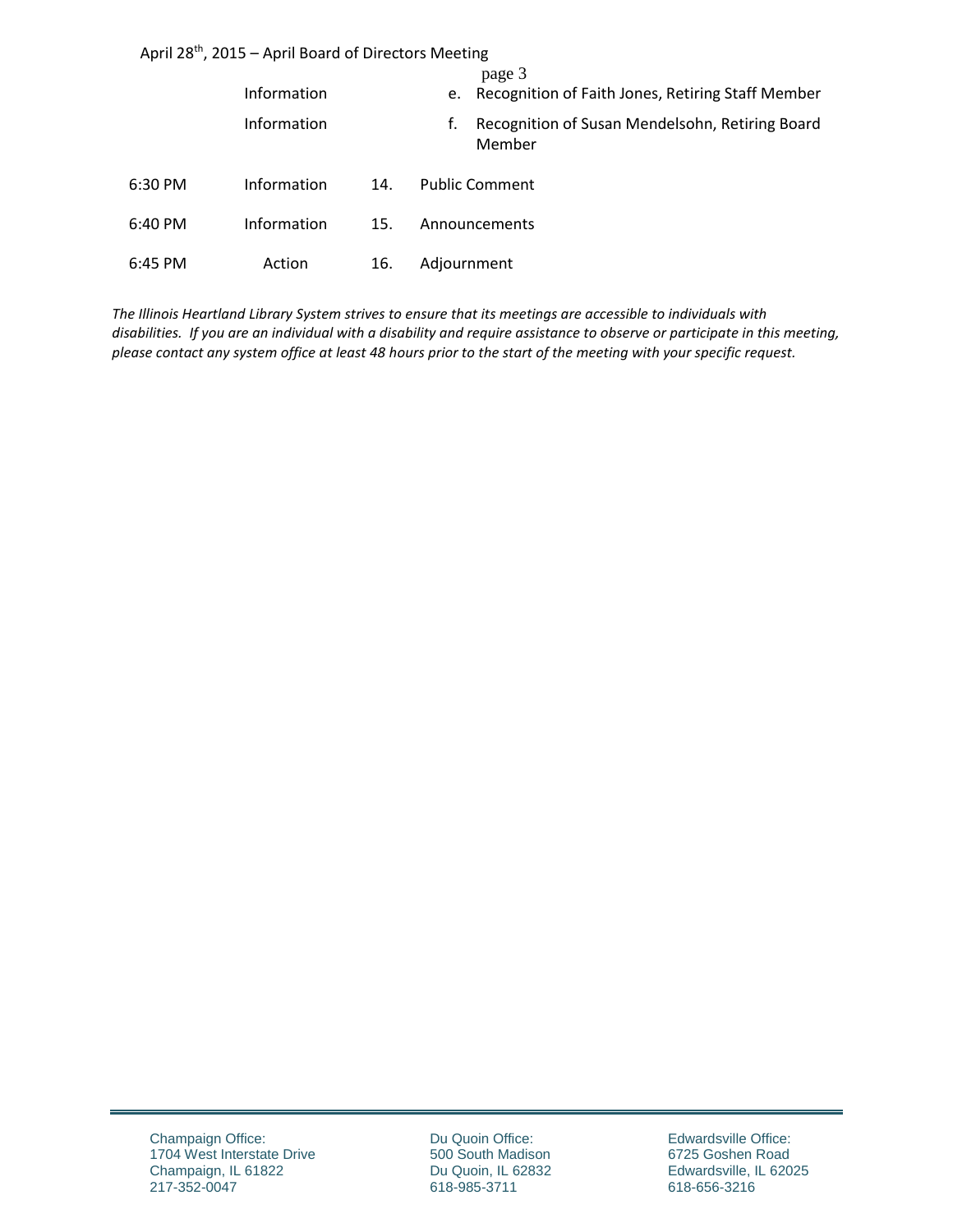| | | | |
|---|---|---|---|
| | Information | | e. Recognition of Faith Jones, Retiring Staff Member |
| | Information | | f. Recognition of Susan Mendelsohn, Retiring Board Member |
| 6:30 PM | Information | 14. | Public Comment |
| 6:40 PM | Information | 15. | Announcements |
| 6:45 PM | Action | 16. | Adjournment |

*The Illinois Heartland Library System strives to ensure that its meetings are accessible to individuals with disabilities. If you are an individual with a disability and require assistance to observe or participate in this meeting, please contact any system office at least 48 hours prior to the start of the meeting with your specific request.*

Champaign Office:
1704 West Interstate Drive
Champaign, IL 61822
217-352-0047

Du Quoin Office:
500 South Madison
Du Quoin, IL 62832
618-985-3711

Edwardsville Office:
6725 Goshen Road
Edwardsville, IL 62025
618-656-3216